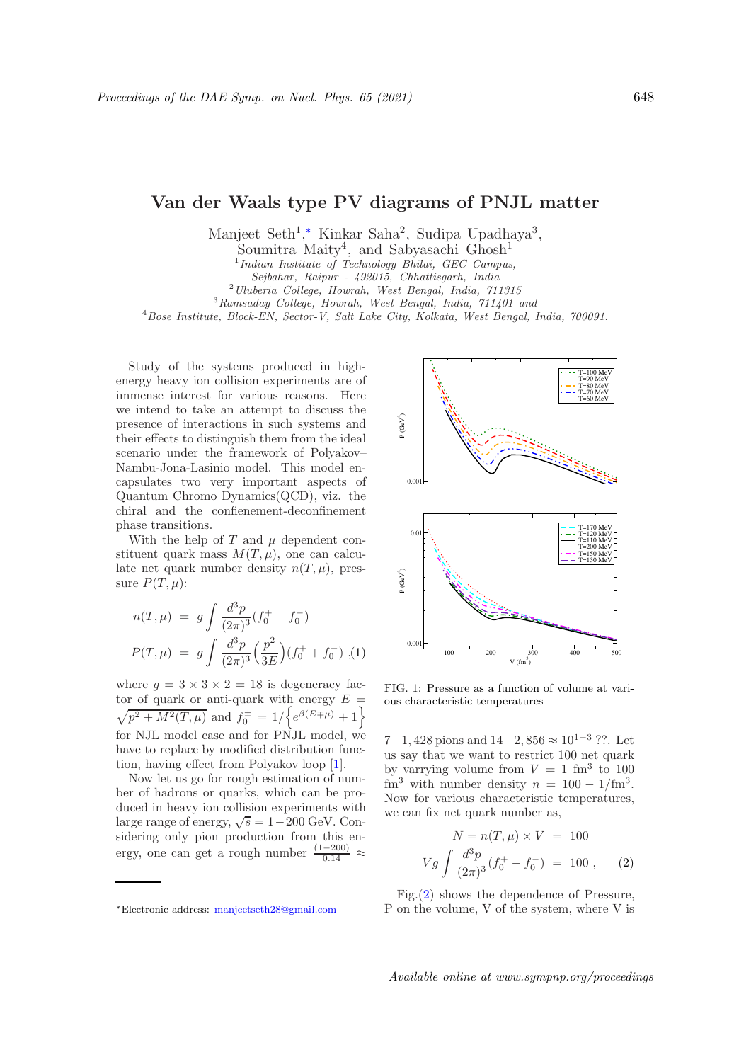# Van der Waals type PV diagrams of PNJL matter

Manjeet Seth[1,*] Kinkar Saha[2], Sudipa Upadhaya[3], Soumitra Maity[4], and Sabyasachi Ghosh[1]

[1] *Indian Institute of Technology Bhilai, GEC Campus, Sejbahar, Raipur - 492015, Chhattisgarh, India*
[2] *Uluberia College, Howrah, West Bengal, India, 711315*
[3] *Ramsaday College, Howrah, West Bengal, India, 711401 and*
[4] *Bose Institute, Block-EN, Sector-V, Salt Lake City, Kolkata, West Bengal, India, 700091.*

Study of the systems produced in high-energy heavy ion collision experiments are of immense interest for various reasons. Here we intend to take an attempt to discuss the presence of interactions in such systems and their effects to distinguish them from the ideal scenario under the framework of Polyakov–Nambu-Jona-Lasinio model. This model encapsulates two very important aspects of Quantum Chromo Dynamics(QCD), viz. the chiral and the confienement-deconfinement phase transitions.

With the help of $T$ and $\mu$ dependent constituent quark mass $M(T,\mu)$, one can calculate net quark number density $n(T,\mu)$, pressure $P(T,\mu)$:

$$
\begin{aligned}
n(T,\mu) &= g\int \frac{d^3p}{(2\pi)^3}(f_0^+ - f_0^-) \\
P(T,\mu) &= g\int \frac{d^3p}{(2\pi)^3}\Big(\frac{p^2}{3E}\Big)(f_0^+ + f_0^-) \quad ,(1)
\end{aligned}
$$

where $g = 3\times 3\times 2 = 18$ is degeneracy factor of quark or anti-quark with energy $E = \sqrt{p^2 + M^2(T,\mu)}$ and $f_0^{\pm} = 1/\Big\{e^{\beta(E\mp\mu)} + 1\Big\}$ for NJL model case and for PNJL model, we have to replace by modified distribution function, having effect from Polyakov loop [1].

Now let us go for rough estimation of number of hadrons or quarks, which can be produced in heavy ion collision experiments with large range of energy, $\sqrt{s} = 1-200$ GeV. Considering only pion production from this energy, one can get a rough number $\frac{(1-200)}{0.14} \approx 7-1,428$ pions and $14-2,856 \approx 10^{1-3}$ ??. Let us say that we want to restrict 100 net quark by varrying volume from $V = 1$ fm$^3$ to 100 fm$^3$ with number density $n = 100-1/$fm$^3$. Now for various characteristic temperatures, we can fix net quark number as,

$$
\begin{aligned}
N = n(T,\mu)\times V &= 100 \\
Vg\int \frac{d^3p}{(2\pi)^3}(f_0^+ - f_0^-) &= 100\ , \qquad (2)
\end{aligned}
$$

Fig.(2) shows the dependence of Pressure, P on the volume, V of the system, where V is

FIG. 1: Pressure as a function of volume at various characteristic temperatures

---

*Electronic address: manjeetseth28@gmail.com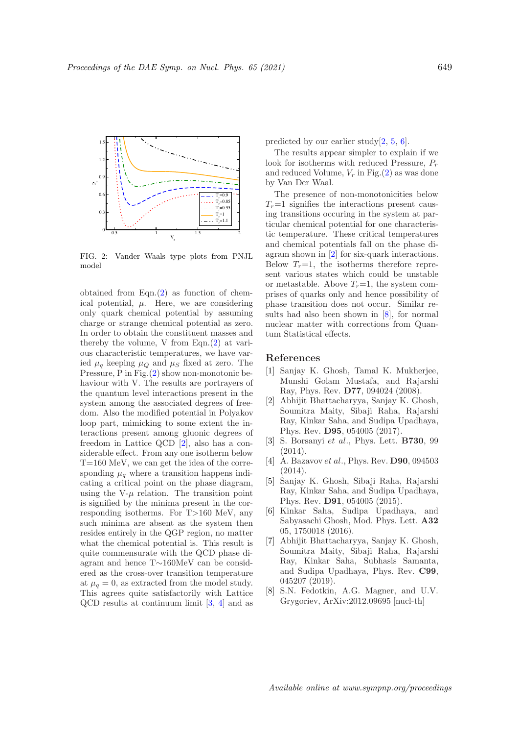1.5

1.2

0.9

0.6

0.3

0

0.5

1

1.5

2

$P_r$

$V_r$

$T_r$=0.9

$T_r$=0.85

$T_r$=0.95

$T_r$=1

$T_r$=1.1

FIG. 2: Vander Waals type plots from PNJL model

obtained from Eqn.(2) as function of chemical potential, $\mu$. Here, we are considering only quark chemical potential by assuming charge or strange chemical potential as zero. In order to obtain the constituent masses and thereby the volume, V from Eqn.(2) at various characteristic temperatures, we have varied $\mu_q$ keeping $\mu_Q$ and $\mu_S$ fixed at zero. The Pressure, P in Fig.(2) show non-monotonic behaviour with V. The results are portrayers of the quantum level interactions present in the system among the associated degrees of freedom. Also the modified potential in Polyakov loop part, mimicking to some extent the interactions present among gluonic degrees of freedom in Lattice QCD [2], also has a considerable effect. From any one isotherm below T=160 MeV, we can get the idea of the corresponding $\mu_q$ where a transition happens indicating a critical point on the phase diagram, using the V-$\mu$ relation. The transition point is signified by the minima present in the corresponding isotherms. For T>160 MeV, any such minima are absent as the system then resides entirely in the QGP region, no matter what the chemical potential is. This result is quite commensurate with the QCD phase diagram and hence T∼160MeV can be considered as the cross-over transition temperature at $\mu_q = 0$, as extracted from the model study. This agrees quite satisfactorily with Lattice QCD results at continuum limit [3, 4] and as predicted by our earlier study[2, 5, 6].

The results appear simpler to explain if we look for isotherms with reduced Pressure, $P_r$ and reduced Volume, $V_r$ in Fig.(2) as was done by Van Der Waal.

The presence of non-monotonicities below $T_r$=1 signifies the interactions present causing transitions occuring in the system at particular chemical potential for one characteristic temperature. These critical temperatures and chemical potentials fall on the phase diagram shown in [2] for six-quark interactions. Below $T_r$=1, the isotherms therefore represent various states which could be unstable or metastable. Above $T_r$=1, the system comprises of quarks only and hence possibility of phase transition does not occur. Similar results had also been shown in [8], for normal nuclear matter with corrections from Quantum Statistical effects.

## References

[1] Sanjay K. Ghosh, Tamal K. Mukherjee, Munshi Golam Mustafa, and Rajarshi Ray, Phys. Rev. **D77**, 094024 (2008).

[2] Abhijit Bhattacharyya, Sanjay K. Ghosh, Soumitra Maity, Sibaji Raha, Rajarshi Ray, Kinkar Saha, and Sudipa Upadhaya, Phys. Rev. **D95**, 054005 (2017).

[3] S. Borsanyi *et al.*, Phys. Lett. **B730**, 99 (2014).

[4] A. Bazavov *et al.*, Phys. Rev. **D90**, 094503 (2014).

[5] Sanjay K. Ghosh, Sibaji Raha, Rajarshi Ray, Kinkar Saha, and Sudipa Upadhaya, Phys. Rev. **D91**, 054005 (2015).

[6] Kinkar Saha, Sudipa Upadhaya, and Sabyasachi Ghosh, Mod. Phys. Lett. **A32** 05, 1750018 (2016).

[7] Abhijit Bhattacharyya, Sanjay K. Ghosh, Soumitra Maity, Sibaji Raha, Rajarshi Ray, Kinkar Saha, Subhasis Samanta, and Sudipa Upadhaya, Phys. Rev. **C99**, 045207 (2019).

[8] S.N. Fedotkin, A.G. Magner, and U.V. Grygoriev, ArXiv:2012.09695 [nucl-th]